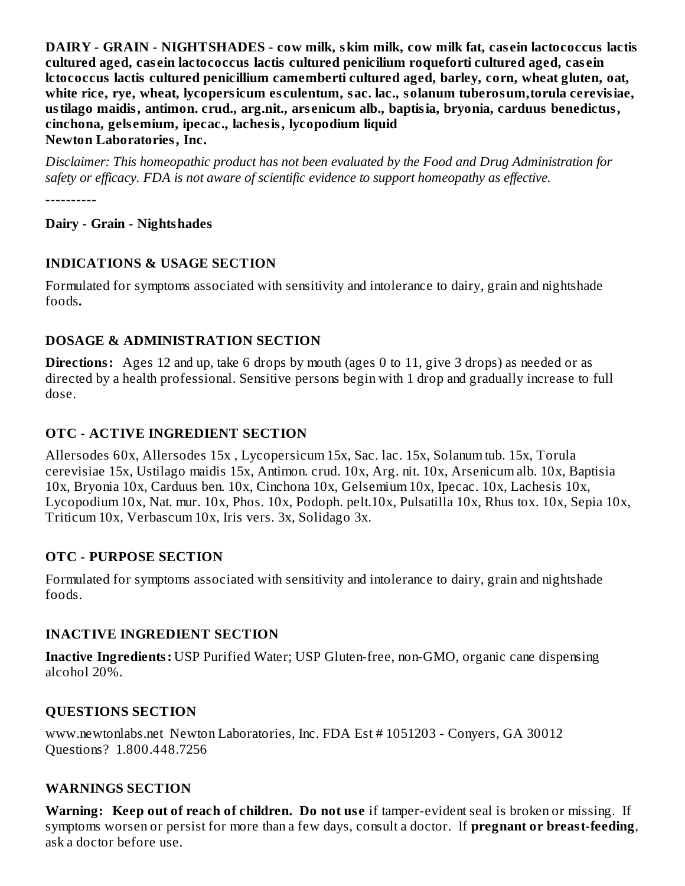**DAIRY - GRAIN - NIGHTSHADES - cow milk, skim milk, cow milk fat, casein lactococcus lactis cultured aged, casein lactococcus lactis cultured penicilium roqueforti cultured aged, casein lctococcus lactis cultured penicillium camemberti cultured aged, barley, corn, wheat gluten, oat, white rice, rye, wheat, lycopersicum esculentum, sac. lac., solanum tuberosum,torula cerevisiae, ustilago maidis, antimon. crud., arg.nit., arsenicum alb., baptisia, bryonia, carduus benedictus, cinchona, gelsemium, ipecac., lachesis, lycopodium liquid**
**Newton Laboratories, Inc.**

*Disclaimer: This homeopathic product has not been evaluated by the Food and Drug Administration for safety or efficacy. FDA is not aware of scientific evidence to support homeopathy as effective.*

----------

**Dairy - Grain - Nightshades**

### INDICATIONS & USAGE SECTION

Formulated for symptoms associated with sensitivity and intolerance to dairy, grain and nightshade foods**.**

### DOSAGE & ADMINISTRATION SECTION

**Directions:** Ages 12 and up, take 6 drops by mouth (ages 0 to 11, give 3 drops) as needed or as directed by a health professional. Sensitive persons begin with 1 drop and gradually increase to full dose.

### OTC - ACTIVE INGREDIENT SECTION

Allersodes 60x, Allersodes 15x , Lycopersicum 15x, Sac. lac. 15x, Solanum tub. 15x, Torula cerevisiae 15x, Ustilago maidis 15x, Antimon. crud. 10x, Arg. nit. 10x, Arsenicum alb. 10x, Baptisia 10x, Bryonia 10x, Carduus ben. 10x, Cinchona 10x, Gelsemium 10x, Ipecac. 10x, Lachesis 10x, Lycopodium 10x, Nat. mur. 10x, Phos. 10x, Podoph. pelt.10x, Pulsatilla 10x, Rhus tox. 10x, Sepia 10x, Triticum 10x, Verbascum 10x, Iris vers. 3x, Solidago 3x.

### OTC - PURPOSE SECTION

Formulated for symptoms associated with sensitivity and intolerance to dairy, grain and nightshade foods.

### INACTIVE INGREDIENT SECTION

**Inactive Ingredients:** USP Purified Water; USP Gluten-free, non-GMO, organic cane dispensing alcohol 20%.

### QUESTIONS SECTION

www.newtonlabs.net Newton Laboratories, Inc. FDA Est # 1051203 - Conyers, GA 30012
Questions? 1.800.448.7256

### WARNINGS SECTION

**Warning: Keep out of reach of children. Do not use** if tamper-evident seal is broken or missing. If symptoms worsen or persist for more than a few days, consult a doctor. If **pregnant or breast-feeding**, ask a doctor before use.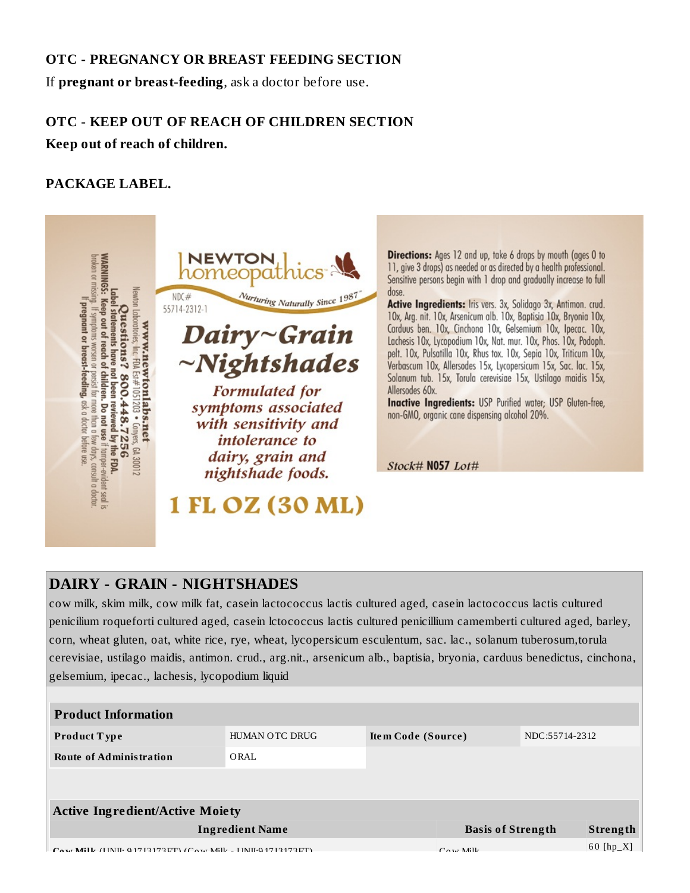### OTC - PREGNANCY OR BREAST FEEDING SECTION

If **pregnant or breast-feeding**, ask a doctor before use.

### OTC - KEEP OUT OF REACH OF CHILDREN SECTION

**Keep out of reach of children.**

### PACKAGE LABEL.

www.newtonlabs.net
Newton Laboratories, Inc. FDA Est# 1051203 • Conyers, GA 30012
**Questions? 800.448.7256**
**Label statements have not been reviewed by the FDA.**
**WARNINGS: Keep out of reach of children. Do not use if tamper-evident seal is broken or missing.** If symptoms worsen or persist for more than a few days, consult a doctor. **If pregnant or breast-feeding**, ask a doctor before use.

NEWTON homeopathics
Nurturing Naturally Since 1987™
NDC# 55714-2312-1

*Dairy~Grain ~Nightshades*

*Formulated for symptoms associated with sensitivity and intolerance to dairy, grain and nightshade foods.*

**1 FL OZ (30 ML)**

**Directions:** Ages 12 and up, take 6 drops by mouth (ages 0 to 11, give 3 drops) as needed or as directed by a health professional. Sensitive persons begin with 1 drop and gradually increase to full dose.

**Active Ingredients:** Iris vers. 3x, Solidago 3x, Antimon. crud. 10x, Arg. nit. 10x, Arsenicum alb. 10x, Baptisia 10x, Bryonia 10x, Carduus ben. 10x, Cinchona 10x, Gelsemium 10x, Ipecac. 10x, Lachesis 10x, Lycopodium 10x, Nat. mur. 10x, Phos. 10x, Podoph. pelt. 10x, Pulsatilla 10x, Rhus tox. 10x, Sepia 10x, Triticum 10x, Verbascum 10x, Allersodes 15x, Lycopersicum 15x, Sac. lac. 15x, Solanum tub. 15x, Torula cerevisiae 15x, Ustilago maidis 15x, Allersodes 60x.

**Inactive Ingredients:** USP Purified water; USP Gluten-free, non-GMO, organic cane dispensing alcohol 20%.

*Stock#* **N057** *Lot#*

## DAIRY - GRAIN - NIGHTSHADES

cow milk, skim milk, cow milk fat, casein lactococcus lactis cultured aged, casein lactococcus lactis cultured penicilium roqueforti cultured aged, casein lctococcus lactis cultured penicillium camemberti cultured aged, barley, corn, wheat gluten, oat, white rice, rye, wheat, lycopersicum esculentum, sac. lac., solanum tuberosum,torula cerevisiae, ustilago maidis, antimon. crud., arg.nit., arsenicum alb., baptisia, bryonia, carduus benedictus, cinchona, gelsemium, ipecac., lachesis, lycopodium liquid

| Product Information | | | |
|---|---|---|---|
| **Product Type** | HUMAN OTC DRUG | **Item Code (Source)** | NDC:55714-2312 |
| **Route of Administration** | ORAL | | |

| Active Ingredient/Active Moiety | | |
|---|---|---|
| **Ingredient Name** | **Basis of Strength** | **Strength** |
| **Cow Milk** (UNII: 917J3173FT) (Cow Milk - UNII:917J3173FT) | Cow Milk | 60 [hp_X] |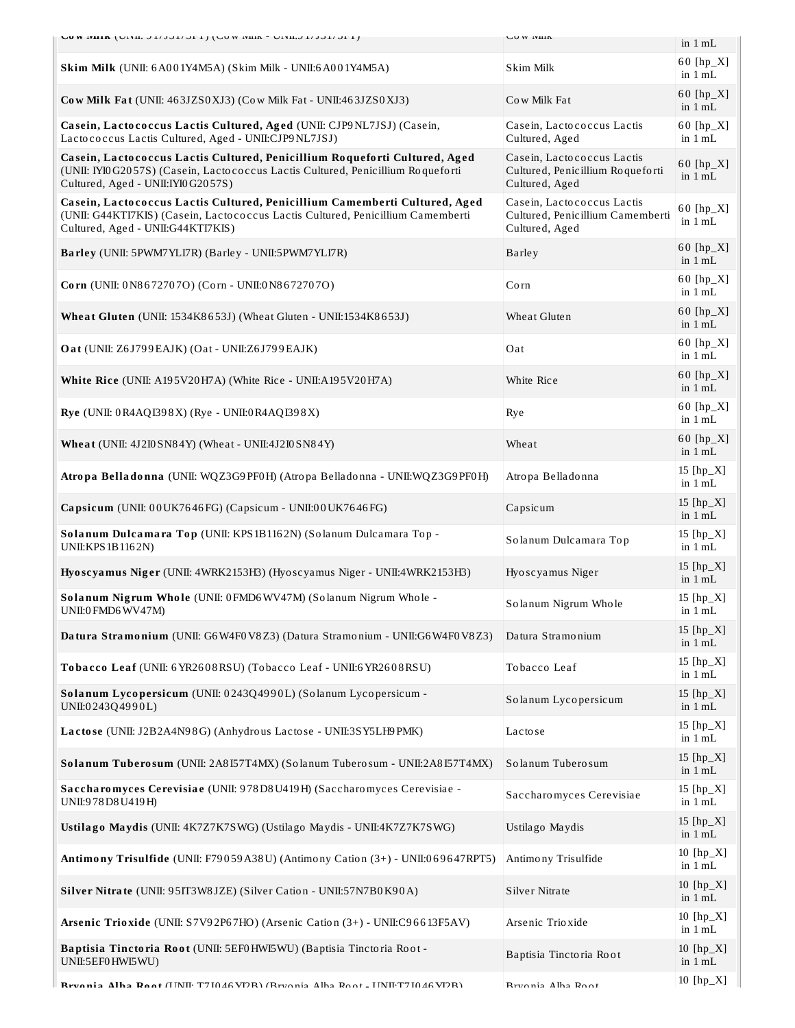| | | |
|---|---|---|
| **Cow Milk** (UNII: 917J3173FT) (Cow Milk - UNII:917J3173FT) | Cow Milk | in 1 mL |
| **Skim Milk** (UNII: 6A001Y4M5A) (Skim Milk - UNII:6A001Y4M5A) | Skim Milk | 60 [hp_X] in 1 mL |
| **Cow Milk Fat** (UNII: 463JZS0XJ3) (Cow Milk Fat - UNII:463JZS0XJ3) | Cow Milk Fat | 60 [hp_X] in 1 mL |
| **Casein, Lactococcus Lactis Cultured, Aged** (UNII: CJP9NL7JSJ) (Casein, Lactococcus Lactis Cultured, Aged - UNII:CJP9NL7JSJ) | Casein, Lactococcus Lactis Cultured, Aged | 60 [hp_X] in 1 mL |
| **Casein, Lactococcus Lactis Cultured, Penicillium Roqueforti Cultured, Aged** (UNII: IYI0G2057S) (Casein, Lactococcus Lactis Cultured, Penicillium Roqueforti Cultured, Aged - UNII:IYI0G2057S) | Casein, Lactococcus Lactis Cultured, Penicillium Roqueforti Cultured, Aged | 60 [hp_X] in 1 mL |
| **Casein, Lactococcus Lactis Cultured, Penicillium Camemberti Cultured, Aged** (UNII: G44KTI7KIS) (Casein, Lactococcus Lactis Cultured, Penicillium Camemberti Cultured, Aged - UNII:G44KTI7KIS) | Casein, Lactococcus Lactis Cultured, Penicillium Camemberti Cultured, Aged | 60 [hp_X] in 1 mL |
| **Barley** (UNII: 5PWM7YLI7R) (Barley - UNII:5PWM7YLI7R) | Barley | 60 [hp_X] in 1 mL |
| **Corn** (UNII: 0N8672707O) (Corn - UNII:0N8672707O) | Corn | 60 [hp_X] in 1 mL |
| **Wheat Gluten** (UNII: 1534K8653J) (Wheat Gluten - UNII:1534K8653J) | Wheat Gluten | 60 [hp_X] in 1 mL |
| **Oat** (UNII: Z6J799EAJK) (Oat - UNII:Z6J799EAJK) | Oat | 60 [hp_X] in 1 mL |
| **White Rice** (UNII: A195V20H7A) (White Rice - UNII:A195V20H7A) | White Rice | 60 [hp_X] in 1 mL |
| **Rye** (UNII: 0R4AQI398X) (Rye - UNII:0R4AQI398X) | Rye | 60 [hp_X] in 1 mL |
| **Wheat** (UNII: 4J2I0SN84Y) (Wheat - UNII:4J2I0SN84Y) | Wheat | 60 [hp_X] in 1 mL |
| **Atropa Belladonna** (UNII: WQZ3G9PF0H) (Atropa Belladonna - UNII:WQZ3G9PF0H) | Atropa Belladonna | 15 [hp_X] in 1 mL |
| **Capsicum** (UNII: 00UK7646FG) (Capsicum - UNII:00UK7646FG) | Capsicum | 15 [hp_X] in 1 mL |
| **Solanum Dulcamara Top** (UNII: KPS1B1162N) (Solanum Dulcamara Top - UNII:KPS1B1162N) | Solanum Dulcamara Top | 15 [hp_X] in 1 mL |
| **Hyoscyamus Niger** (UNII: 4WRK2153H3) (Hyoscyamus Niger - UNII:4WRK2153H3) | Hyoscyamus Niger | 15 [hp_X] in 1 mL |
| **Solanum Nigrum Whole** (UNII: 0FMD6WV47M) (Solanum Nigrum Whole - UNII:0FMD6WV47M) | Solanum Nigrum Whole | 15 [hp_X] in 1 mL |
| **Datura Stramonium** (UNII: G6W4F0V8Z3) (Datura Stramonium - UNII:G6W4F0V8Z3) | Datura Stramonium | 15 [hp_X] in 1 mL |
| **Tobacco Leaf** (UNII: 6YR2608RSU) (Tobacco Leaf - UNII:6YR2608RSU) | Tobacco Leaf | 15 [hp_X] in 1 mL |
| **Solanum Lycopersicum** (UNII: 0243Q4990L) (Solanum Lycopersicum - UNII:0243Q4990L) | Solanum Lycopersicum | 15 [hp_X] in 1 mL |
| **Lactose** (UNII: J2B2A4N98G) (Anhydrous Lactose - UNII:3SY5LH9PMK) | Lactose | 15 [hp_X] in 1 mL |
| **Solanum Tuberosum** (UNII: 2A8I57T4MX) (Solanum Tuberosum - UNII:2A8I57T4MX) | Solanum Tuberosum | 15 [hp_X] in 1 mL |
| **Saccharomyces Cerevisiae** (UNII: 978D8U419H) (Saccharomyces Cerevisiae - UNII:978D8U419H) | Saccharomyces Cerevisiae | 15 [hp_X] in 1 mL |
| **Ustilago Maydis** (UNII: 4K7Z7K7SWG) (Ustilago Maydis - UNII:4K7Z7K7SWG) | Ustilago Maydis | 15 [hp_X] in 1 mL |
| **Antimony Trisulfide** (UNII: F79059A38U) (Antimony Cation (3+) - UNII:069647RPT5) | Antimony Trisulfide | 10 [hp_X] in 1 mL |
| **Silver Nitrate** (UNII: 95IT3W8JZE) (Silver Cation - UNII:57N7B0K90A) | Silver Nitrate | 10 [hp_X] in 1 mL |
| **Arsenic Trioxide** (UNII: S7V92P67HO) (Arsenic Cation (3+) - UNII:C96613F5AV) | Arsenic Trioxide | 10 [hp_X] in 1 mL |
| **Baptisia Tinctoria Root** (UNII: 5EF0HWI5WU) (Baptisia Tinctoria Root - UNII:5EF0HWI5WU) | Baptisia Tinctoria Root | 10 [hp_X] in 1 mL |
| **Bryonia Alba Root** (UNII: T7J046YI2B) (Bryonia Alba Root - UNII:T7J046YI2B) | Bryonia Alba Root | 10 [hp_X] |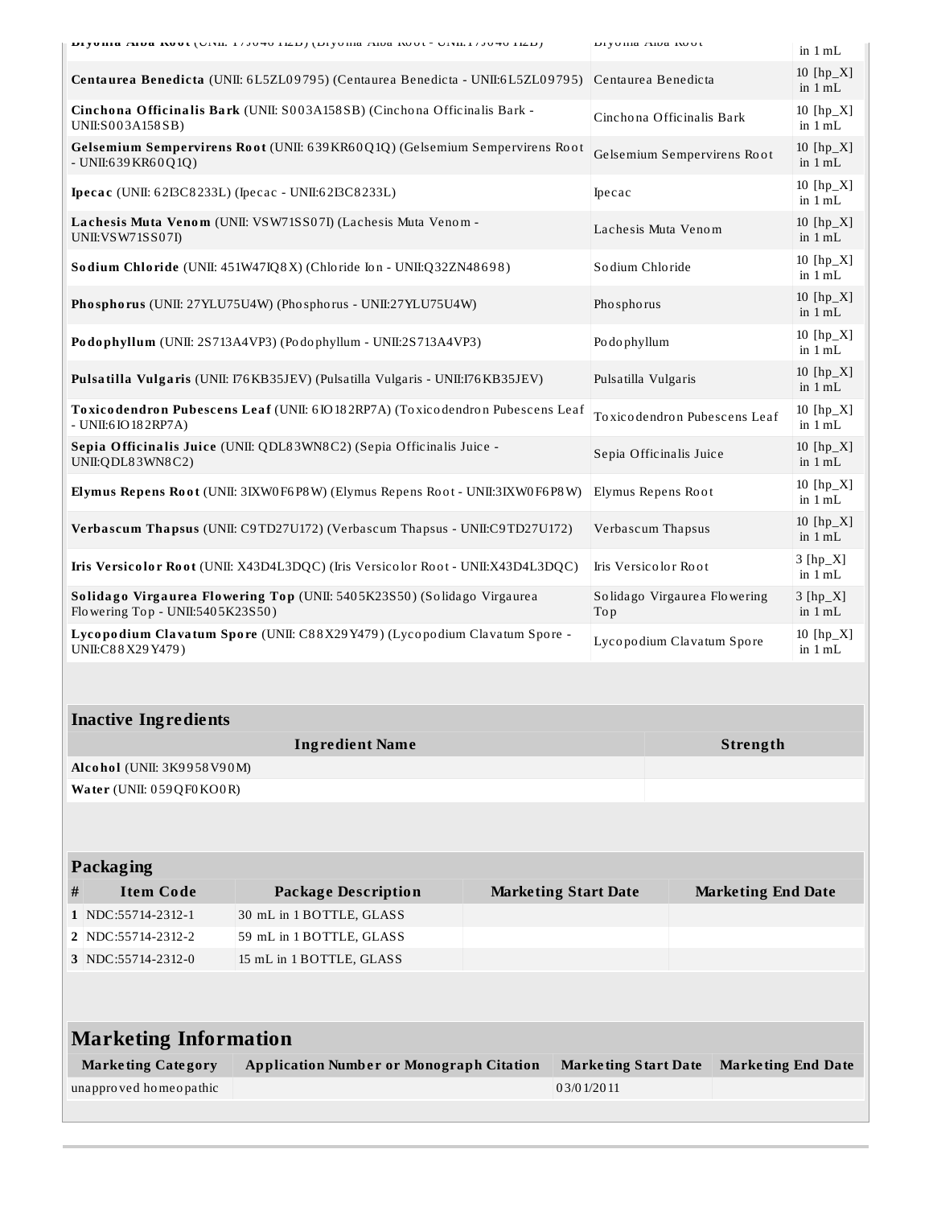| | | |
|---|---|---|
| **Bryonia Alba Root** (UNII: T7J046YI2B) (Bryonia Alba Root - UNII:T7J046YI2B) | Bryonia Alba Root | in 1 mL |
| **Centaurea Benedicta** (UNII: 6L5ZL09795) (Centaurea Benedicta - UNII:6L5ZL09795) | Centaurea Benedicta | 10 [hp_X] in 1 mL |
| **Cinchona Officinalis Bark** (UNII: S003A158SB) (Cinchona Officinalis Bark - UNII:S003A158SB) | Cinchona Officinalis Bark | 10 [hp_X] in 1 mL |
| **Gelsemium Sempervirens Root** (UNII: 639KR60Q1Q) (Gelsemium Sempervirens Root - UNII:639KR60Q1Q) | Gelsemium Sempervirens Root | 10 [hp_X] in 1 mL |
| **Ipecac** (UNII: 62I3C8233L) (Ipecac - UNII:62I3C8233L) | Ipecac | 10 [hp_X] in 1 mL |
| **Lachesis Muta Venom** (UNII: VSW71SS07I) (Lachesis Muta Venom - UNII:VSW71SS07I) | Lachesis Muta Venom | 10 [hp_X] in 1 mL |
| **Sodium Chloride** (UNII: 451W47IQ8X) (Chloride Ion - UNII:Q32ZN48698) | Sodium Chloride | 10 [hp_X] in 1 mL |
| **Phosphorus** (UNII: 27YLU75U4W) (Phosphorus - UNII:27YLU75U4W) | Phosphorus | 10 [hp_X] in 1 mL |
| **Podophyllum** (UNII: 2S713A4VP3) (Podophyllum - UNII:2S713A4VP3) | Podophyllum | 10 [hp_X] in 1 mL |
| **Pulsatilla Vulgaris** (UNII: I76KB35JEV) (Pulsatilla Vulgaris - UNII:I76KB35JEV) | Pulsatilla Vulgaris | 10 [hp_X] in 1 mL |
| **Toxicodendron Pubescens Leaf** (UNII: 6IO182RP7A) (Toxicodendron Pubescens Leaf - UNII:6IO182RP7A) | Toxicodendron Pubescens Leaf | 10 [hp_X] in 1 mL |
| **Sepia Officinalis Juice** (UNII: QDL83WN8C2) (Sepia Officinalis Juice - UNII:QDL83WN8C2) | Sepia Officinalis Juice | 10 [hp_X] in 1 mL |
| **Elymus Repens Root** (UNII: 3IXW0F6P8W) (Elymus Repens Root - UNII:3IXW0F6P8W) | Elymus Repens Root | 10 [hp_X] in 1 mL |
| **Verbascum Thapsus** (UNII: C9TD27U172) (Verbascum Thapsus - UNII:C9TD27U172) | Verbascum Thapsus | 10 [hp_X] in 1 mL |
| **Iris Versicolor Root** (UNII: X43D4L3DQC) (Iris Versicolor Root - UNII:X43D4L3DQC) | Iris Versicolor Root | 3 [hp_X] in 1 mL |
| **Solidago Virgaurea Flowering Top** (UNII: 5405K23S50) (Solidago Virgaurea Flowering Top - UNII:5405K23S50) | Solidago Virgaurea Flowering Top | 3 [hp_X] in 1 mL |
| **Lycopodium Clavatum Spore** (UNII: C88X29Y479) (Lycopodium Clavatum Spore - UNII:C88X29Y479) | Lycopodium Clavatum Spore | 10 [hp_X] in 1 mL |

**Inactive Ingredients**

| Ingredient Name | Strength |
|---|---|
| **Alcohol** (UNII: 3K9958V90M) | |
| **Water** (UNII: 059QF0KO0R) | |

**Packaging**

| # | Item Code | Package Description | Marketing Start Date | Marketing End Date |
|---|---|---|---|---|
| 1 | NDC:55714-2312-1 | 30 mL in 1 BOTTLE, GLASS | | |
| 2 | NDC:55714-2312-2 | 59 mL in 1 BOTTLE, GLASS | | |
| 3 | NDC:55714-2312-0 | 15 mL in 1 BOTTLE, GLASS | | |

## Marketing Information

| Marketing Category | Application Number or Monograph Citation | Marketing Start Date | Marketing End Date |
|---|---|---|---|
| unapproved homeopathic | | 03/01/2011 | |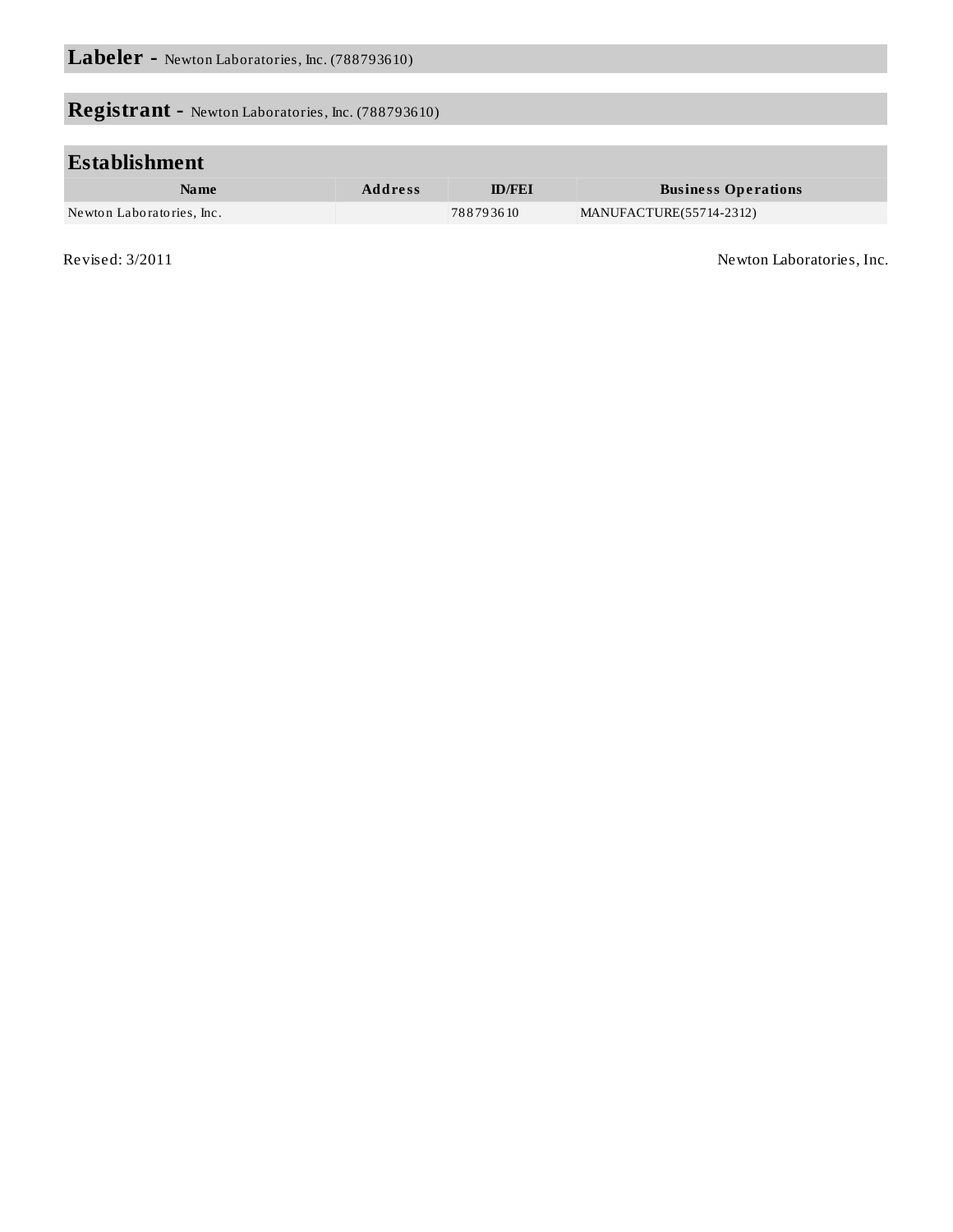**Labeler -** Newton Laboratories, Inc. (788793610)

**Registrant -** Newton Laboratories, Inc. (788793610)

## Establishment

| Name | Address | ID/FEI | Business Operations |
| --- | --- | --- | --- |
| Newton Laboratories, Inc. | | 788793610 | MANUFACTURE(55714-2312) |

Revised: 3/2011

Newton Laboratories, Inc.